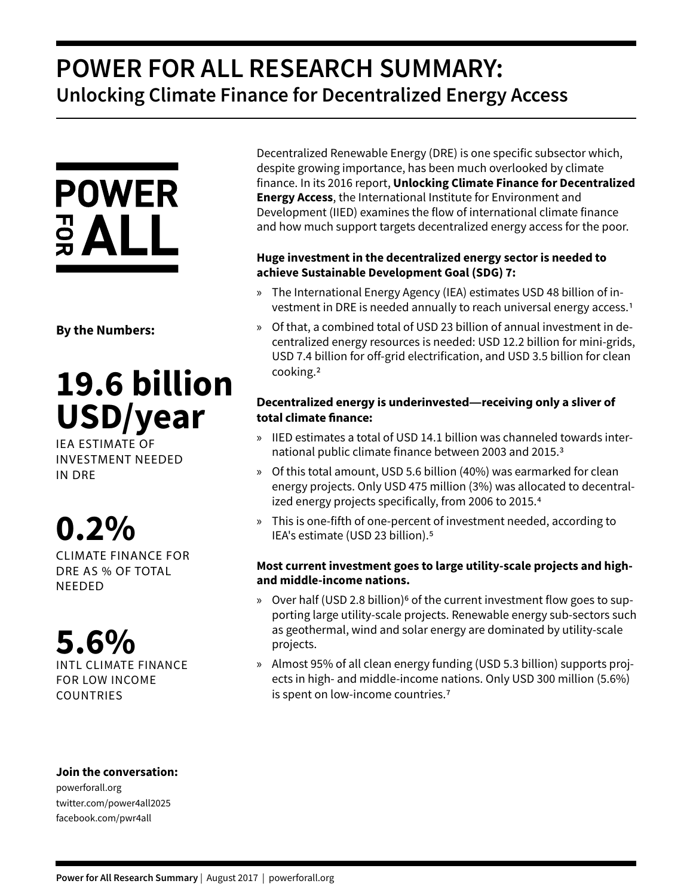# POWER FOR ALL RESEARCH SUMMARY:

## Unlocking Climate Finance for Decentralized Energy Access

POWER FOR ALL

**By the Numbers:**

**19.6 billion USD/year**

IEA ESTIMATE OF INVESTMENT NEEDED IN DRE

**0.2%**

CLIMATE FINANCE FOR DRE AS % OF TOTAL NEEDED

**5.6%**

INTL CLIMATE FINANCE FOR LOW INCOME COUNTRIES

Decentralized Renewable Energy (DRE) is one specific subsector which, despite growing importance, has been much overlooked by climate finance. In its 2016 report, **Unlocking Climate Finance for Decentralized Energy Access**, the International Institute for Environment and Development (IIED) examines the flow of international climate finance and how much support targets decentralized energy access for the poor.

**Huge investment in the decentralized energy sector is needed to achieve Sustainable Development Goal (SDG) 7:**

- The International Energy Agency (IEA) estimates USD 48 billion of investment in DRE is needed annually to reach universal energy access.[1]
- Of that, a combined total of USD 23 billion of annual investment in decentralized energy resources is needed: USD 12.2 billion for mini-grids, USD 7.4 billion for off-grid electrification, and USD 3.5 billion for clean cooking.[2]

**Decentralized energy is underinvested—receiving only a sliver of total climate finance:**

- IIED estimates a total of USD 14.1 billion was channeled towards international public climate finance between 2003 and 2015.[3]
- Of this total amount, USD 5.6 billion (40%) was earmarked for clean energy projects. Only USD 475 million (3%) was allocated to decentralized energy projects specifically, from 2006 to 2015.[4]
- This is one-fifth of one-percent of investment needed, according to IEA's estimate (USD 23 billion).[5]

**Most current investment goes to large utility-scale projects and high- and middle-income nations.**

- Over half (USD 2.8 billion)[6] of the current investment flow goes to supporting large utility-scale projects. Renewable energy sub-sectors such as geothermal, wind and solar energy are dominated by utility-scale projects.
- Almost 95% of all clean energy funding (USD 5.3 billion) supports projects in high- and middle-income nations. Only USD 300 million (5.6%) is spent on low-income countries.[7]

**Join the conversation:**

powerforall.org
twitter.com/power4all2025
facebook.com/pwr4all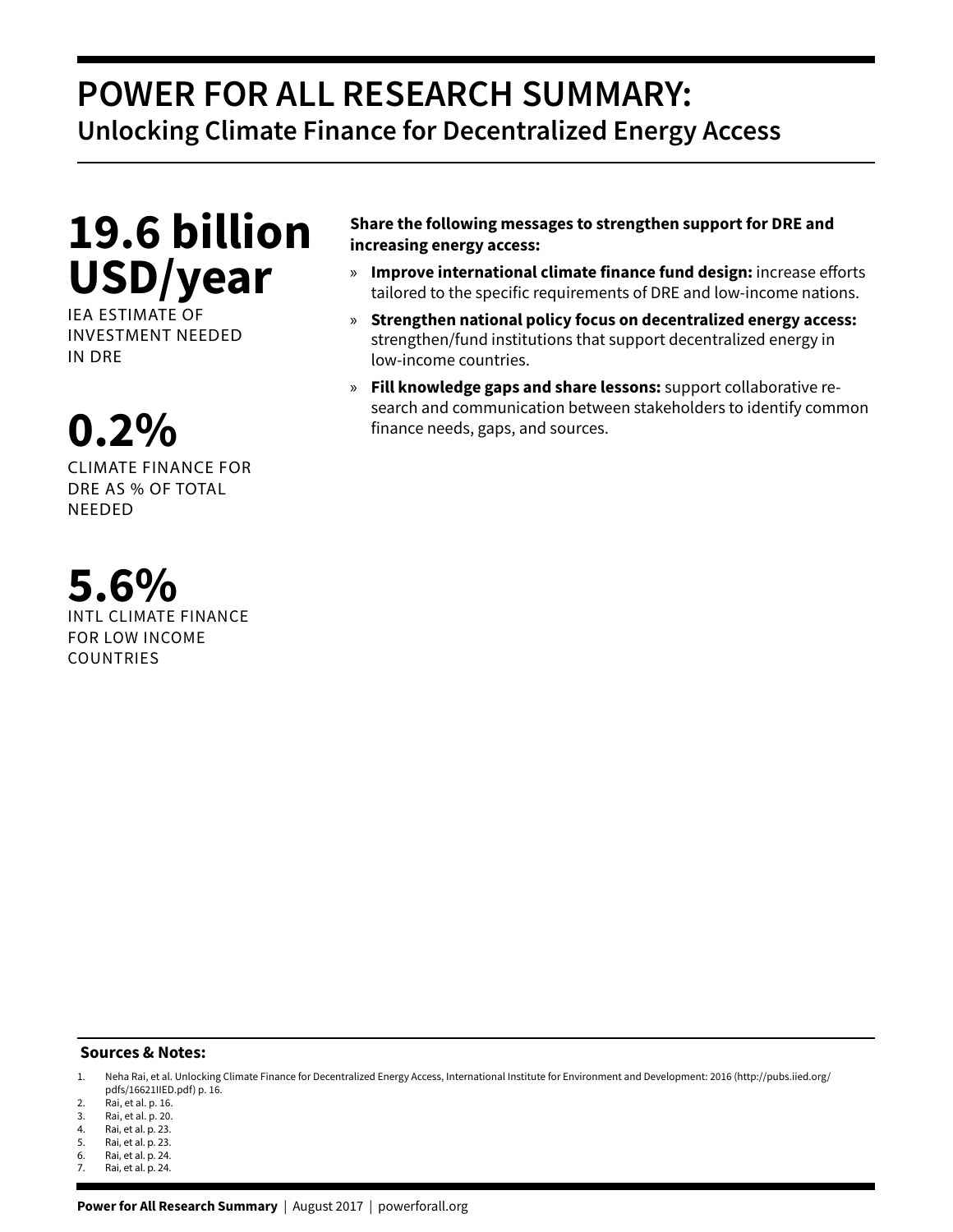# POWER FOR ALL RESEARCH SUMMARY:

## Unlocking Climate Finance for Decentralized Energy Access

**19.6 billion USD/year**

IEA ESTIMATE OF INVESTMENT NEEDED IN DRE

**0.2%**

CLIMATE FINANCE FOR DRE AS % OF TOTAL NEEDED

**5.6%**

INTL CLIMATE FINANCE FOR LOW INCOME COUNTRIES

**Share the following messages to strengthen support for DRE and increasing energy access:**

- **Improve international climate finance fund design:** increase efforts tailored to the specific requirements of DRE and low-income nations.
- **Strengthen national policy focus on decentralized energy access:** strengthen/fund institutions that support decentralized energy in low-income countries.
- **Fill knowledge gaps and share lessons:** support collaborative research and communication between stakeholders to identify common finance needs, gaps, and sources.

**Sources & Notes:**

1. Neha Rai, et al. Unlocking Climate Finance for Decentralized Energy Access, International Institute for Environment and Development: 2016 (http://pubs.iied.org/pdfs/16621IIED.pdf) p. 16.
2. Rai, et al. p. 16.
3. Rai, et al. p. 20.
4. Rai, et al. p. 23.
5. Rai, et al. p. 23.
6. Rai, et al. p. 24.
7. Rai, et al. p. 24.

**Power for All Research Summary** | August 2017 | powerforall.org